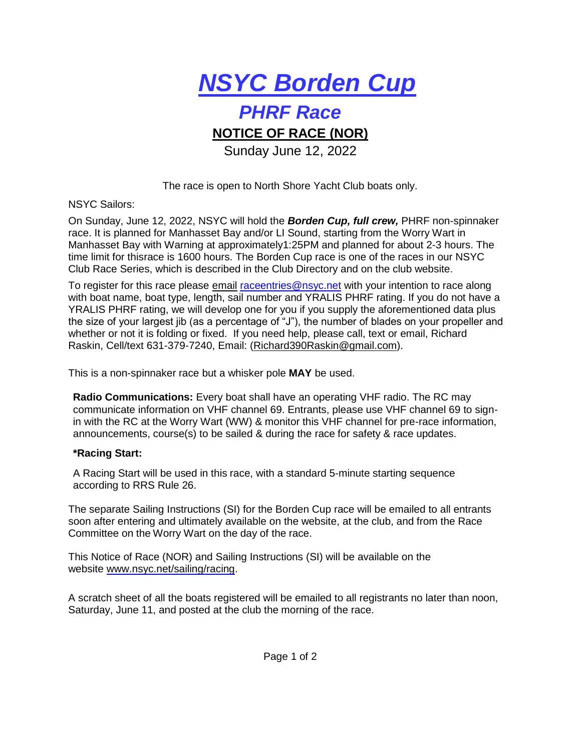# *NSYC Borden Cup*

## *PHRF Race*

### NOTICE OF RACE (NOR)

Sunday June 12, 2022

The race is open to North Shore Yacht Club boats only.

NSYC Sailors:

On Sunday, June 12, 2022, NSYC will hold the ***Borden Cup, full crew,*** PHRF non-spinnaker race. It is planned for Manhasset Bay and/or LI Sound, starting from the Worry Wart in Manhasset Bay with Warning at approximately1:25PM and planned for about 2-3 hours. The time limit for thisrace is 1600 hours. The Borden Cup race is one of the races in our NSYC Club Race Series, which is described in the Club Directory and on the club website.

To register for this race please email raceentries@nsyc.net with your intention to race along with boat name, boat type, length, sail number and YRALIS PHRF rating. If you do not have a YRALIS PHRF rating, we will develop one for you if you supply the aforementioned data plus the size of your largest jib (as a percentage of "J"), the number of blades on your propeller and whether or not it is folding or fixed. If you need help, please call, text or email, Richard Raskin, Cell/text 631-379-7240, Email: (Richard390Raskin@gmail.com).

This is a non-spinnaker race but a whisker pole **MAY** be used.

**Radio Communications:** Every boat shall have an operating VHF radio. The RC may communicate information on VHF channel 69. Entrants, please use VHF channel 69 to sign-in with the RC at the Worry Wart (WW) & monitor this VHF channel for pre-race information, announcements, course(s) to be sailed & during the race for safety & race updates.

**\*Racing Start:**

A Racing Start will be used in this race, with a standard 5-minute starting sequence according to RRS Rule 26.

The separate Sailing Instructions (SI) for the Borden Cup race will be emailed to all entrants soon after entering and ultimately available on the website, at the club, and from the Race Committee on the Worry Wart on the day of the race.

This Notice of Race (NOR) and Sailing Instructions (SI) will be available on the website www.nsyc.net/sailing/racing.

A scratch sheet of all the boats registered will be emailed to all registrants no later than noon, Saturday, June 11, and posted at the club the morning of the race.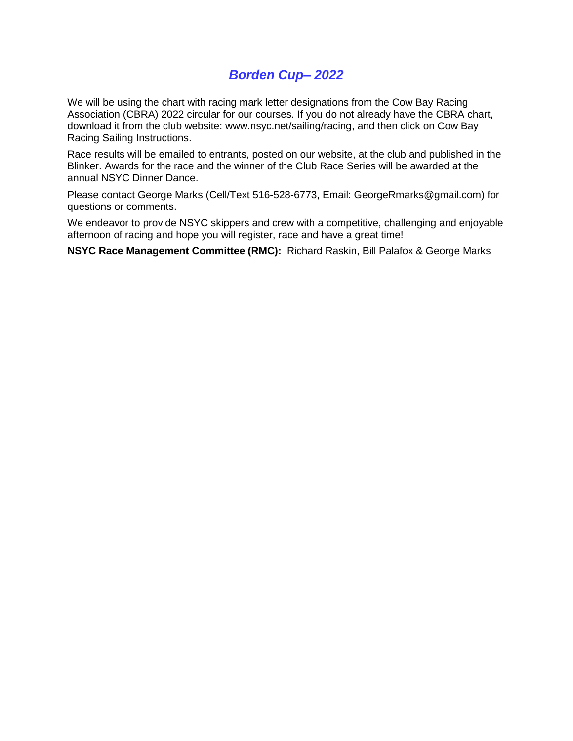## *Borden Cup– 2022*

We will be using the chart with racing mark letter designations from the Cow Bay Racing Association (CBRA) 2022 circular for our courses. If you do not already have the CBRA chart, download it from the club website: www.nsyc.net/sailing/racing, and then click on Cow Bay Racing Sailing Instructions.

Race results will be emailed to entrants, posted on our website, at the club and published in the Blinker. Awards for the race and the winner of the Club Race Series will be awarded at the annual NSYC Dinner Dance.

Please contact George Marks (Cell/Text 516-528-6773, Email: GeorgeRmarks@gmail.com) for questions or comments.

We endeavor to provide NSYC skippers and crew with a competitive, challenging and enjoyable afternoon of racing and hope you will register, race and have a great time!

**NSYC Race Management Committee (RMC):** Richard Raskin, Bill Palafox & George Marks